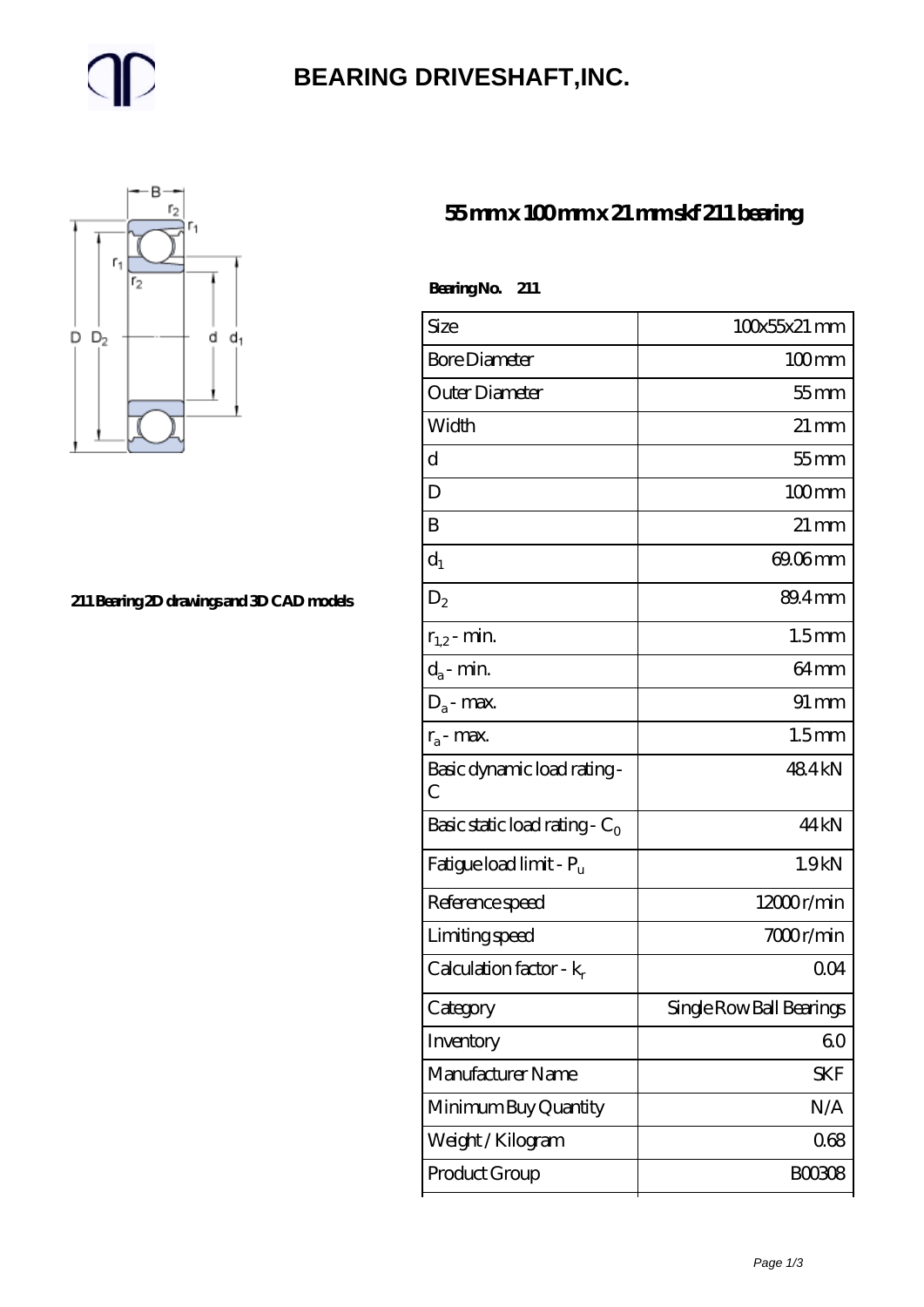# BEARING DRIVESHAFT,INC.

## 55 mm x 100 mm x 21 mm skf 211 bearing

211 Bearing 2D drawings and 3D CAD models

**Bearing No. 211**

| Size | 100x55x21 mm |
|---|---|
| Bore Diameter | 100 mm |
| Outer Diameter | 55 mm |
| Width | 21 mm |
| d | 55 mm |
| D | 100 mm |
| B | 21 mm |
| $d_1$ | 69.06 mm |
| $D_2$ | 89.4 mm |
| $r_{1,2}$ - min. | 1.5 mm |
| $d_a$ - min. | 64 mm |
| $D_a$ - max. | 91 mm |
| $r_a$ - max. | 1.5 mm |
| Basic dynamic load rating - C | 48.4 kN |
| Basic static load rating - $C_0$ | 44 kN |
| Fatigue load limit - $P_u$ | 1.9 kN |
| Reference speed | 12000 r/min |
| Limiting speed | 7000 r/min |
| Calculation factor - $k_r$ | 0.04 |
| Category | Single Row Ball Bearings |
| Inventory | 6.0 |
| Manufacturer Name | SKF |
| Minimum Buy Quantity | N/A |
| Weight / Kilogram | 0.68 |
| Product Group | B00308 |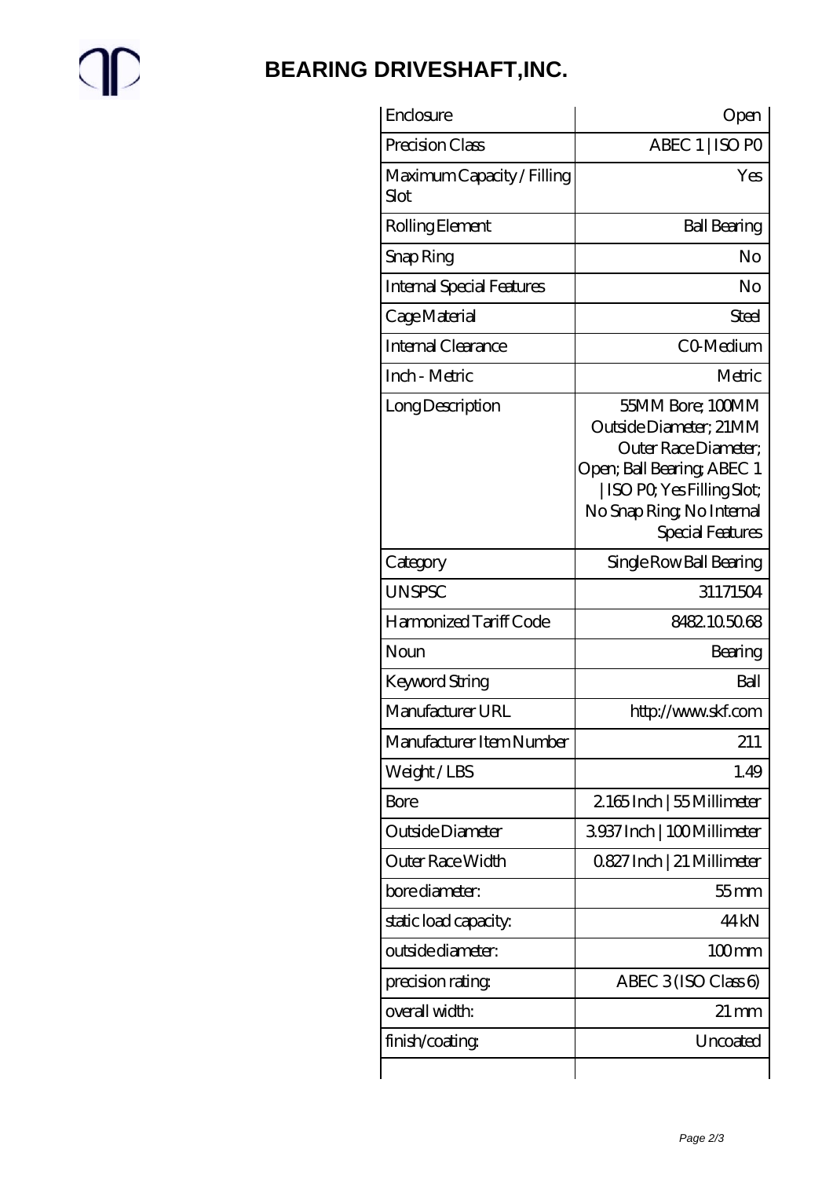# BEARING DRIVESHAFT,INC.

| | |
|---|---|
| Enclosure | Open |
| Precision Class | ABEC 1 \| ISO P0 |
| Maximum Capacity / Filling Slot | Yes |
| Rolling Element | Ball Bearing |
| Snap Ring | No |
| Internal Special Features | No |
| Cage Material | Steel |
| Internal Clearance | C0-Medium |
| Inch - Metric | Metric |
| Long Description | 55MM Bore; 100MM Outside Diameter; 21MM Outer Race Diameter; Open; Ball Bearing; ABEC 1 \| ISO P0; Yes Filling Slot; No Snap Ring; No Internal Special Features |
| Category | Single Row Ball Bearing |
| UNSPSC | 31171504 |
| Harmonized Tariff Code | 8482.10.50.68 |
| Noun | Bearing |
| Keyword String | Ball |
| Manufacturer URL | http://www.skf.com |
| Manufacturer Item Number | 211 |
| Weight / LBS | 1.49 |
| Bore | 2.165 Inch \| 55 Millimeter |
| Outside Diameter | 3.937 Inch \| 100 Millimeter |
| Outer Race Width | 0.827 Inch \| 21 Millimeter |
| bore diameter: | 55 mm |
| static load capacity: | 44 kN |
| outside diameter: | 100 mm |
| precision rating: | ABEC 3 (ISO Class 6) |
| overall width: | 21 mm |
| finish/coating: | Uncoated |
| | |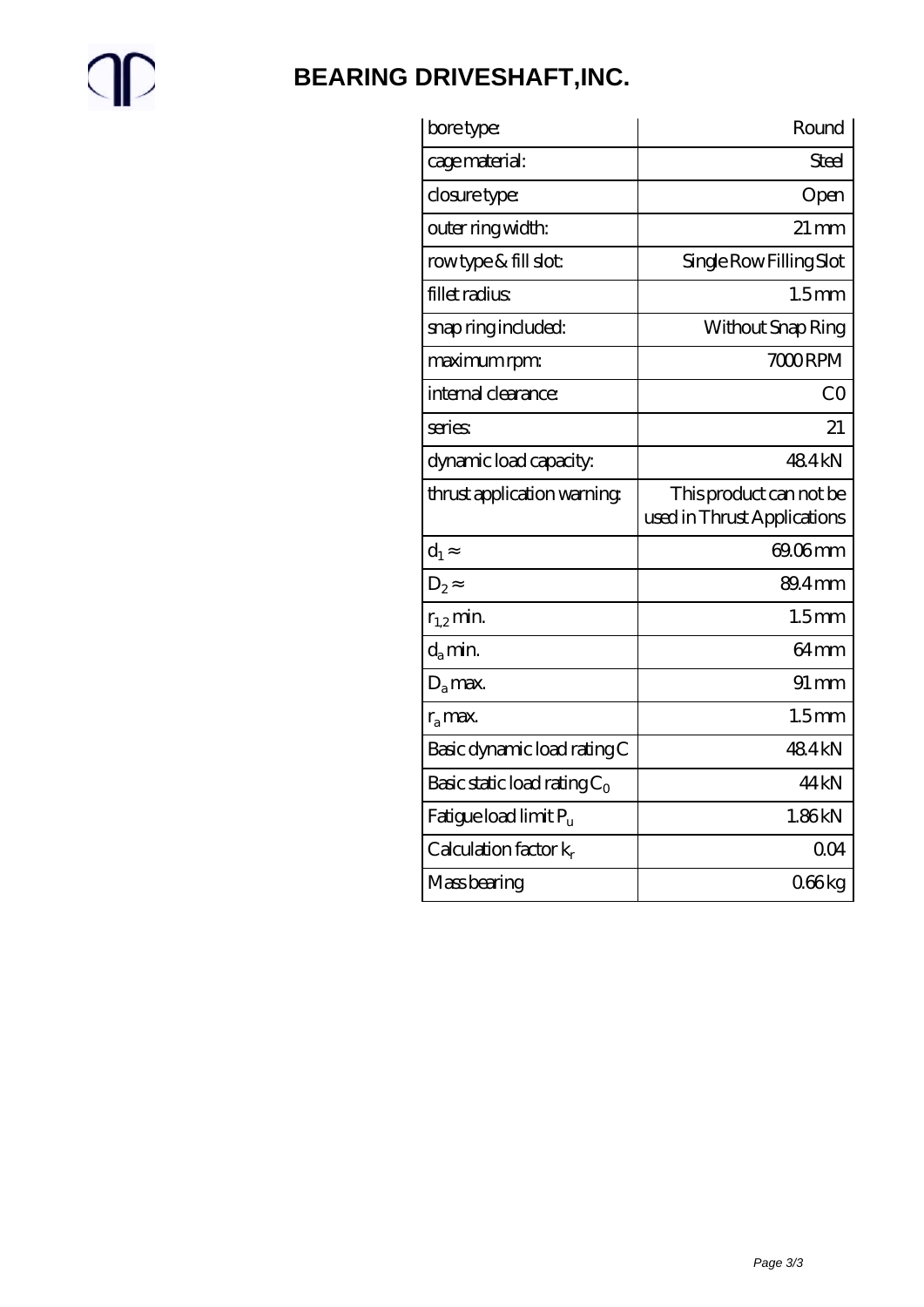# BEARING DRIVESHAFT,INC.

| | |
|---|---|
| bore type: | Round |
| cage material: | Steel |
| closure type: | Open |
| outer ring width: | 21 mm |
| row type & fill slot: | Single Row Filling Slot |
| fillet radius: | 1.5 mm |
| snap ring included: | Without Snap Ring |
| maximum rpm: | 7000 RPM |
| internal clearance: | C0 |
| series: | 21 |
| dynamic load capacity: | 48.4 kN |
| thrust application warning: | This product can not be used in Thrust Applications |
| $d_1 \approx$ | 69.06 mm |
| $D_2 \approx$ | 89.4 mm |
| $r_{1,2}$ min. | 1.5 mm |
| $d_a$ min. | 64 mm |
| $D_a$ max. | 91 mm |
| $r_a$ max. | 1.5 mm |
| Basic dynamic load rating C | 48.4 kN |
| Basic static load rating $C_0$ | 44 kN |
| Fatigue load limit $P_u$ | 1.86 kN |
| Calculation factor $k_r$ | 0.04 |
| Mass bearing | 0.66 kg |